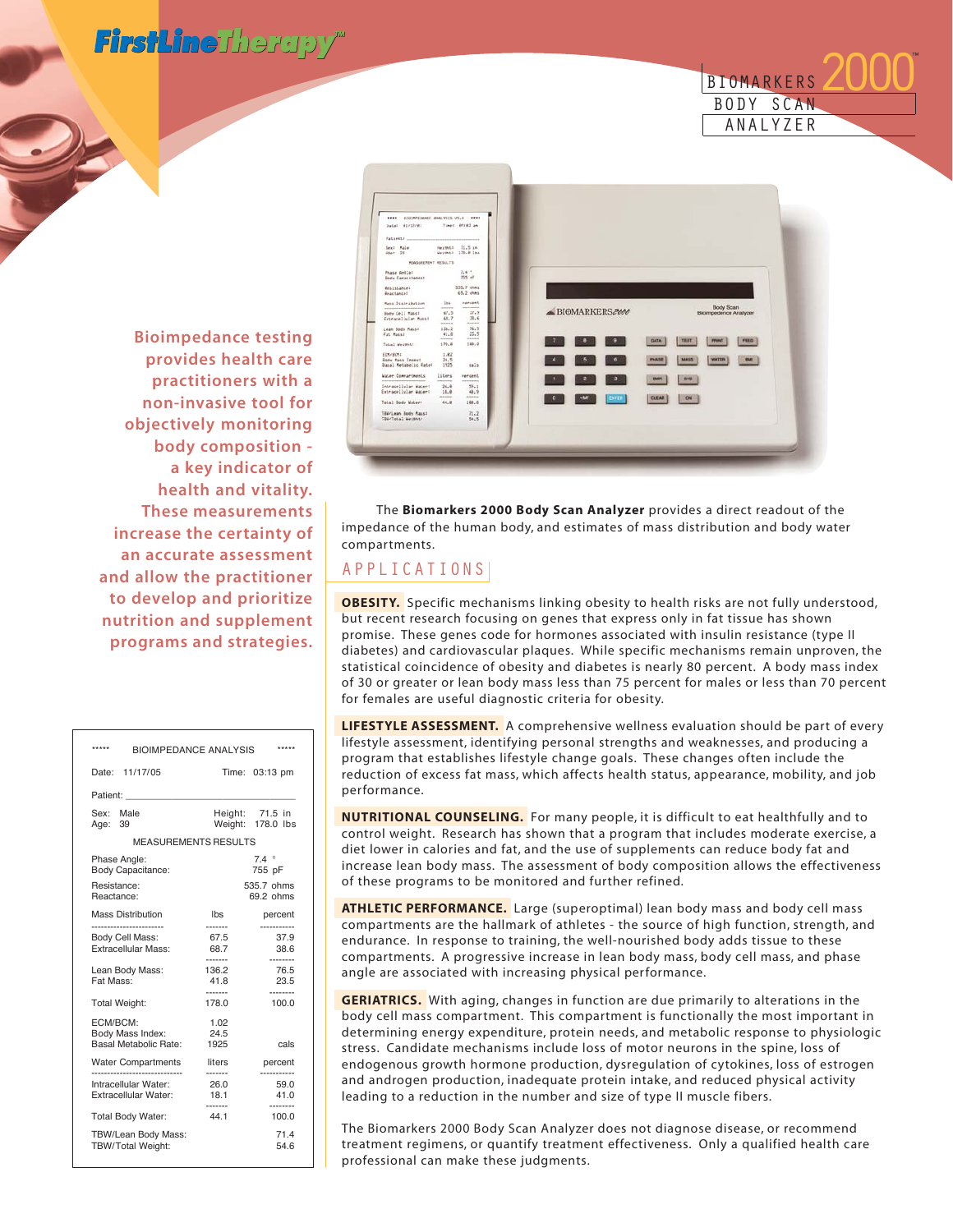# FirstLineTherapy™

## BIOMARKERS 2000™ BODY SCAN ANALYZER

**Bioimpedance testing provides health care practitioners with a non-invasive tool for objectively monitoring body composition - a key indicator of health and vitality. These measurements increase the certainty of an accurate assessment and allow the practitioner to develop and prioritize nutrition and supplement programs and strategies.**

| ***** BIOIMPEDANCE ANALYSIS ***** | | |
|---|---|---|
| Date: 11/17/05 | | Time: 03:13 pm |
| Patient: ______________ | | |
| Sex: Male | | Height: 71.5 in |
| Age: 39 | | Weight: 178.0 lbs |
| MEASUREMENTS RESULTS | | |
| Phase Angle: | | 7.4 ° |
| Body Capacitance: | | 755 pF |
| Resistance: | | 535.7 ohms |
| Reactance: | | 69.2 ohms |
| Mass Distribution | lbs | percent |
| Body Cell Mass: | 67.5 | 37.9 |
| Extracellular Mass: | 68.7 | 38.6 |
| Lean Body Mass: | 136.2 | 76.5 |
| Fat Mass: | 41.8 | 23.5 |
| Total Weight: | 178.0 | 100.0 |
| ECM/BCM: | 1.02 | |
| Body Mass Index: | 24.5 | |
| Basal Metabolic Rate: | 1925 | cals |
| Water Compartments | liters | percent |
| Intracellular Water: | 26.0 | 59.0 |
| Extracellular Water: | 18.1 | 41.0 |
| Total Body Water: | 44.1 | 100.0 |
| TBW/Lean Body Mass: | | 71.4 |
| TBW/Total Weight: | | 54.6 |

The **Biomarkers 2000 Body Scan Analyzer** provides a direct readout of the impedance of the human body, and estimates of mass distribution and body water compartments.

## APPLICATIONS

**OBESITY.** Specific mechanisms linking obesity to health risks are not fully understood, but recent research focusing on genes that express only in fat tissue has shown promise. These genes code for hormones associated with insulin resistance (type II diabetes) and cardiovascular plaques. While specific mechanisms remain unproven, the statistical coincidence of obesity and diabetes is nearly 80 percent. A body mass index of 30 or greater or lean body mass less than 75 percent for males or less than 70 percent for females are useful diagnostic criteria for obesity.

**LIFESTYLE ASSESSMENT.** A comprehensive wellness evaluation should be part of every lifestyle assessment, identifying personal strengths and weaknesses, and producing a program that establishes lifestyle change goals. These changes often include the reduction of excess fat mass, which affects health status, appearance, mobility, and job performance.

**NUTRITIONAL COUNSELING.** For many people, it is difficult to eat healthfully and to control weight. Research has shown that a program that includes moderate exercise, a diet lower in calories and fat, and the use of supplements can reduce body fat and increase lean body mass. The assessment of body composition allows the effectiveness of these programs to be monitored and further refined.

**ATHLETIC PERFORMANCE.** Large (superoptimal) lean body mass and body cell mass compartments are the hallmark of athletes - the source of high function, strength, and endurance. In response to training, the well-nourished body adds tissue to these compartments. A progressive increase in lean body mass, body cell mass, and phase angle are associated with increasing physical performance.

**GERIATRICS.** With aging, changes in function are due primarily to alterations in the body cell mass compartment. This compartment is functionally the most important in determining energy expenditure, protein needs, and metabolic response to physiologic stress. Candidate mechanisms include loss of motor neurons in the spine, loss of endogenous growth hormone production, dysregulation of cytokines, loss of estrogen and androgen production, inadequate protein intake, and reduced physical activity leading to a reduction in the number and size of type II muscle fibers.

The Biomarkers 2000 Body Scan Analyzer does not diagnose disease, or recommend treatment regimens, or quantify treatment effectiveness. Only a qualified health care professional can make these judgments.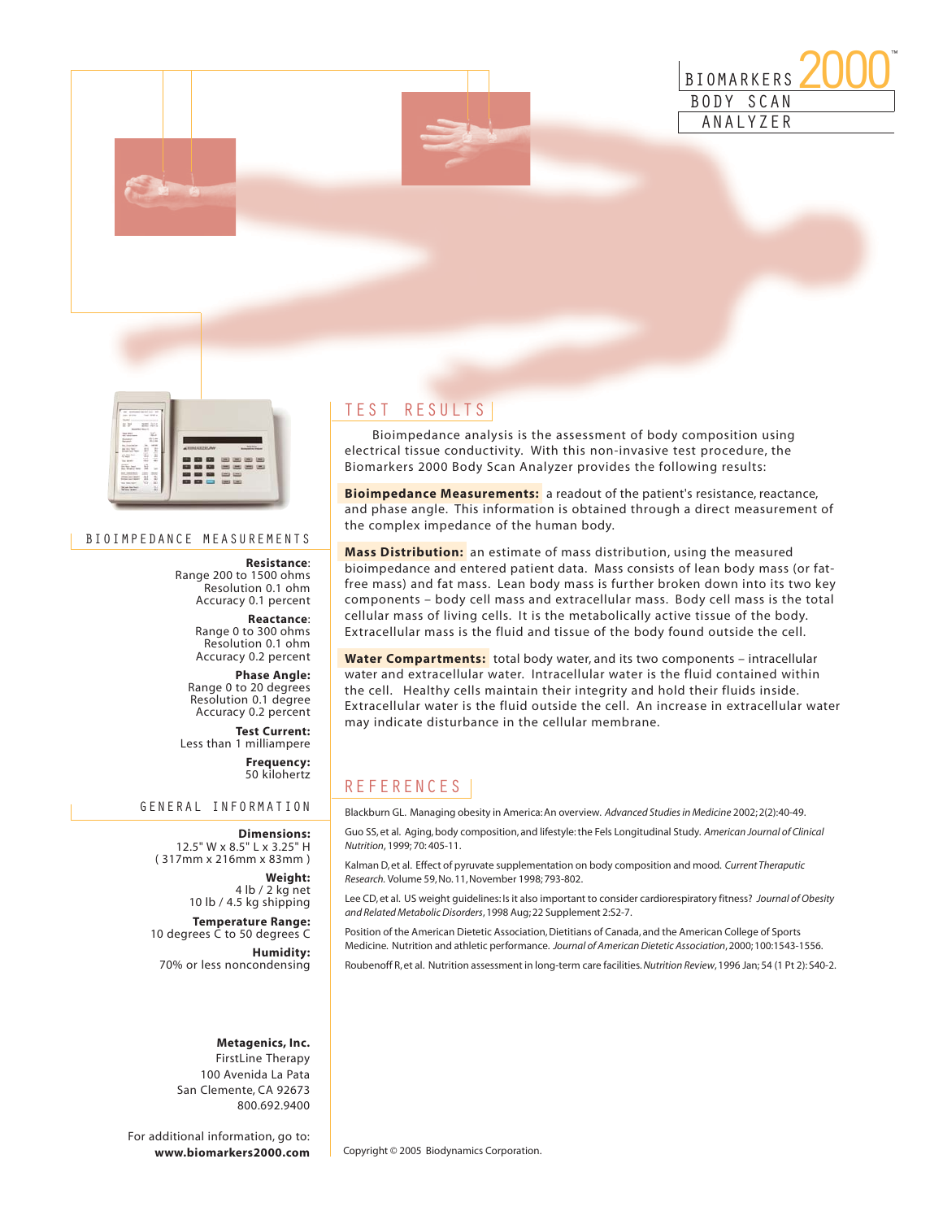# BIOMARKERS 2000™ BODY SCAN ANALYZER

## BIOIMPEDANCE MEASUREMENTS

**Resistance**:
Range 200 to 1500 ohms
Resolution 0.1 ohm
Accuracy 0.1 percent

**Reactance**:
Range 0 to 300 ohms
Resolution 0.1 ohm
Accuracy 0.2 percent

**Phase Angle:**
Range 0 to 20 degrees
Resolution 0.1 degree
Accuracy 0.2 percent

**Test Current:**
Less than 1 milliampere

**Frequency:**
50 kilohertz

## GENERAL INFORMATION

**Dimensions:**
12.5" W x 8.5" L x 3.25" H
( 317mm x 216mm x 83mm )

**Weight:**
4 lb / 2 kg net
10 lb / 4.5 kg shipping

**Temperature Range:**
10 degrees C to 50 degrees C

**Humidity:**
70% or less noncondensing

**Metagenics, Inc.**
FirstLine Therapy
100 Avenida La Pata
San Clemente, CA 92673
800.692.9400

For additional information, go to:
**www.biomarkers2000.com**

## TEST RESULTS

Bioimpedance analysis is the assessment of body composition using electrical tissue conductivity. With this non-invasive test procedure, the Biomarkers 2000 Body Scan Analyzer provides the following results:

**Bioimpedance Measurements:** a readout of the patient's resistance, reactance, and phase angle. This information is obtained through a direct measurement of the complex impedance of the human body.

**Mass Distribution:** an estimate of mass distribution, using the measured bioimpedance and entered patient data. Mass consists of lean body mass (or fat-free mass) and fat mass. Lean body mass is further broken down into its two key components – body cell mass and extracellular mass. Body cell mass is the total cellular mass of living cells. It is the metabolically active tissue of the body. Extracellular mass is the fluid and tissue of the body found outside the cell.

**Water Compartments:** total body water, and its two components – intracellular water and extracellular water. Intracellular water is the fluid contained within the cell. Healthy cells maintain their integrity and hold their fluids inside. Extracellular water is the fluid outside the cell. An increase in extracellular water may indicate disturbance in the cellular membrane.

## REFERENCES

Blackburn GL. Managing obesity in America: An overview. *Advanced Studies in Medicine* 2002; 2(2):40-49.

Guo SS, et al. Aging, body composition, and lifestyle: the Fels Longitudinal Study. *American Journal of Clinical Nutrition*, 1999; 70: 405-11.

Kalman D, et al. Effect of pyruvate supplementation on body composition and mood. *Current Theraputic Research*. Volume 59, No. 11, November 1998; 793-802.

Lee CD, et al. US weight guidelines: Is it also important to consider cardiorespiratory fitness? *Journal of Obesity and Related Metabolic Disorders*, 1998 Aug; 22 Supplement 2:S2-7.

Position of the American Dietetic Association, Dietitians of Canada, and the American College of Sports Medicine. Nutrition and athletic performance. *Journal of American Dietetic Association*, 2000; 100:1543-1556.

Roubenoff R, et al. Nutrition assessment in long-term care facilities. *Nutrition Review*, 1996 Jan; 54 (1 Pt 2): S40-2.

Copyright © 2005 Biodynamics Corporation.